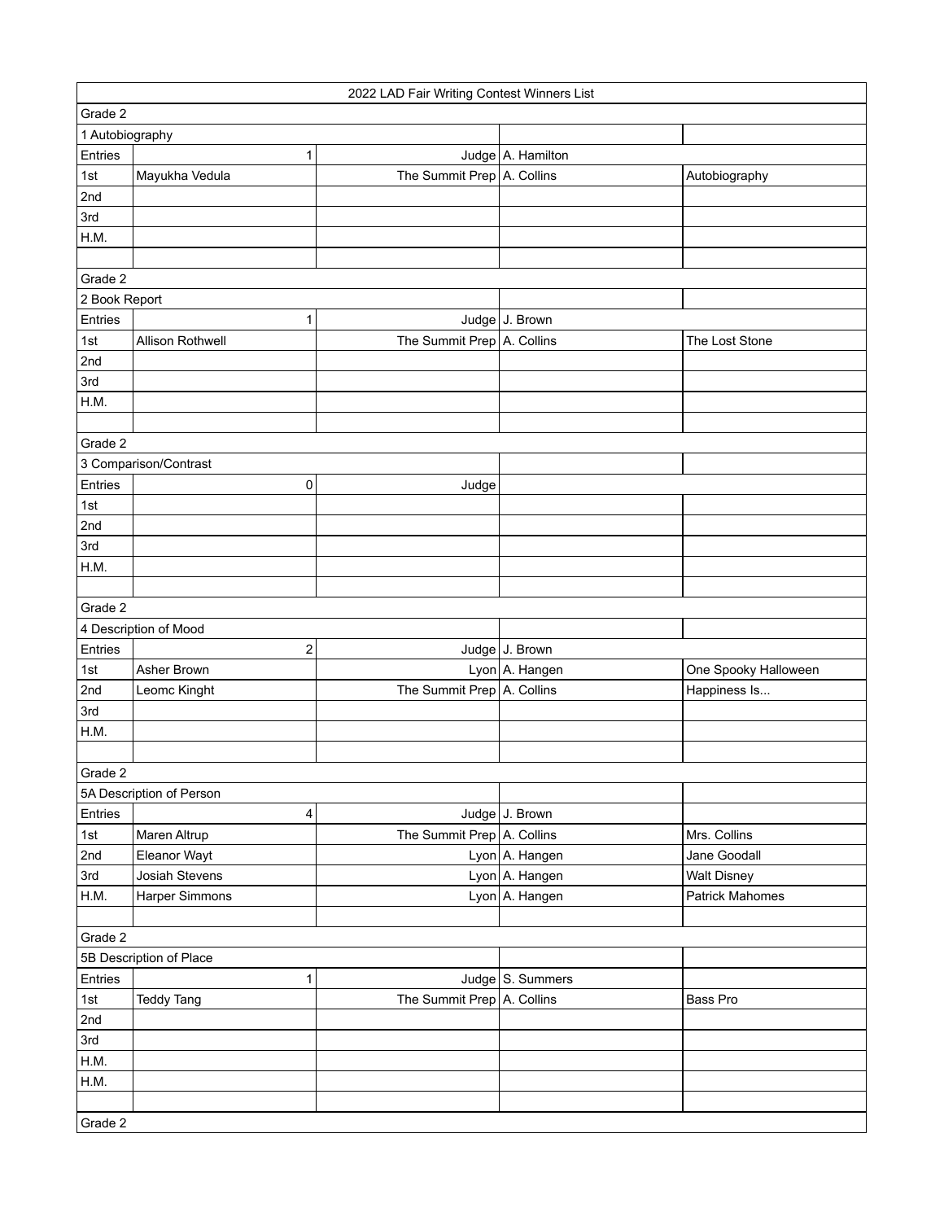| 2022 LAD Fair Writing Contest Winners List | | | | |
|---|---|---|---|---|
| Grade 2 | | | | |
| 1 Autobiography | | | | |
| Entries | 1 | Judge | A. Hamilton | |
| 1st | Mayukha Vedula | The Summit Prep | A. Collins | Autobiography |
| 2nd | | | | |
| 3rd | | | | |
| H.M. | | | | |
| | | | | |
| Grade 2 | | | | |
| 2 Book Report | | | | |
| Entries | 1 | Judge | J. Brown | |
| 1st | Allison Rothwell | The Summit Prep | A. Collins | The Lost Stone |
| 2nd | | | | |
| 3rd | | | | |
| H.M. | | | | |
| | | | | |
| Grade 2 | | | | |
| 3 Comparison/Contrast | | | | |
| Entries | 0 | Judge | | |
| 1st | | | | |
| 2nd | | | | |
| 3rd | | | | |
| H.M. | | | | |
| | | | | |
| Grade 2 | | | | |
| 4 Description of Mood | | | | |
| Entries | 2 | Judge | J. Brown | |
| 1st | Asher Brown | Lyon | A. Hangen | One Spooky Halloween |
| 2nd | Leomc Knight | The Summit Prep | A. Collins | Happiness Is... |
| 3rd | | | | |
| H.M. | | | | |
| | | | | |
| Grade 2 | | | | |
| 5A Description of Person | | | | |
| Entries | 4 | Judge | J. Brown | |
| 1st | Maren Altrup | The Summit Prep | A. Collins | Mrs. Collins |
| 2nd | Eleanor Wayt | Lyon | A. Hangen | Jane Goodall |
| 3rd | Josiah Stevens | Lyon | A. Hangen | Walt Disney |
| H.M. | Harper Simmons | Lyon | A. Hangen | Patrick Mahomes |
| | | | | |
| Grade 2 | | | | |
| 5B Description of Place | | | | |
| Entries | 1 | Judge | S. Summers | |
| 1st | Teddy Tang | The Summit Prep | A. Collins | Bass Pro |
| 2nd | | | | |
| 3rd | | | | |
| H.M. | | | | |
| H.M. | | | | |
| | | | | |
| Grade 2 | | | | |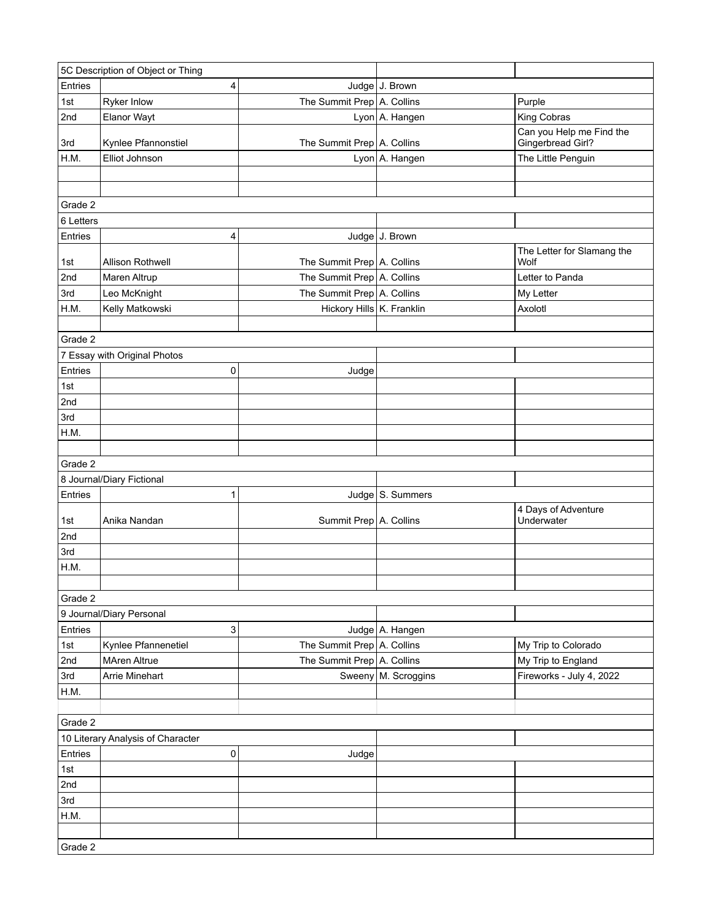| 5C Description of Object or Thing | | | | |
|---|---|---|---|---|
| Entries | 4 | Judge | J. Brown | |
| 1st | Ryker Inlow | The Summit Prep | A. Collins | Purple |
| 2nd | Elanor Wayt | Lyon | A. Hangen | King Cobras |
| 3rd | Kynlee Pfannonstiel | The Summit Prep | A. Collins | Can you Help me Find the Gingerbread Girl? |
| H.M. | Elliot Johnson | Lyon | A. Hangen | The Little Penguin |
| | | | | |
| | | | | |

| Grade 2 | | | | |
|---|---|---|---|---|
| 6 Letters | | | | |
| Entries | 4 | Judge | J. Brown | |
| 1st | Allison Rothwell | The Summit Prep | A. Collins | The Letter for Slamang the Wolf |
| 2nd | Maren Altrup | The Summit Prep | A. Collins | Letter to Panda |
| 3rd | Leo McKnight | The Summit Prep | A. Collins | My Letter |
| H.M. | Kelly Matkowski | Hickory Hills | K. Franklin | Axolotl |
| | | | | |

| Grade 2 | | | | |
|---|---|---|---|---|
| 7 Essay with Original Photos | | | | |
| Entries | 0 | Judge | | |
| 1st | | | | |
| 2nd | | | | |
| 3rd | | | | |
| H.M. | | | | |
| | | | | |

| Grade 2 | | | | |
|---|---|---|---|---|
| 8 Journal/Diary Fictional | | | | |
| Entries | 1 | Judge | S. Summers | |
| 1st | Anika Nandan | Summit Prep | A. Collins | 4 Days of Adventure Underwater |
| 2nd | | | | |
| 3rd | | | | |
| H.M. | | | | |
| | | | | |

| Grade 2 | | | | |
|---|---|---|---|---|
| 9 Journal/Diary Personal | | | | |
| Entries | 3 | Judge | A. Hangen | |
| 1st | Kynlee Pfannenetiel | The Summit Prep | A. Collins | My Trip to Colorado |
| 2nd | MAren Altrue | The Summit Prep | A. Collins | My Trip to England |
| 3rd | Arrie Minehart | Sweeny | M. Scroggins | Fireworks - July 4, 2022 |
| H.M. | | | | |
| | | | | |

| Grade 2 | | | | |
|---|---|---|---|---|
| 10 Literary Analysis of Character | | | | |
| Entries | 0 | Judge | | |
| 1st | | | | |
| 2nd | | | | |
| 3rd | | | | |
| H.M. | | | | |
| | | | | |

Grade 2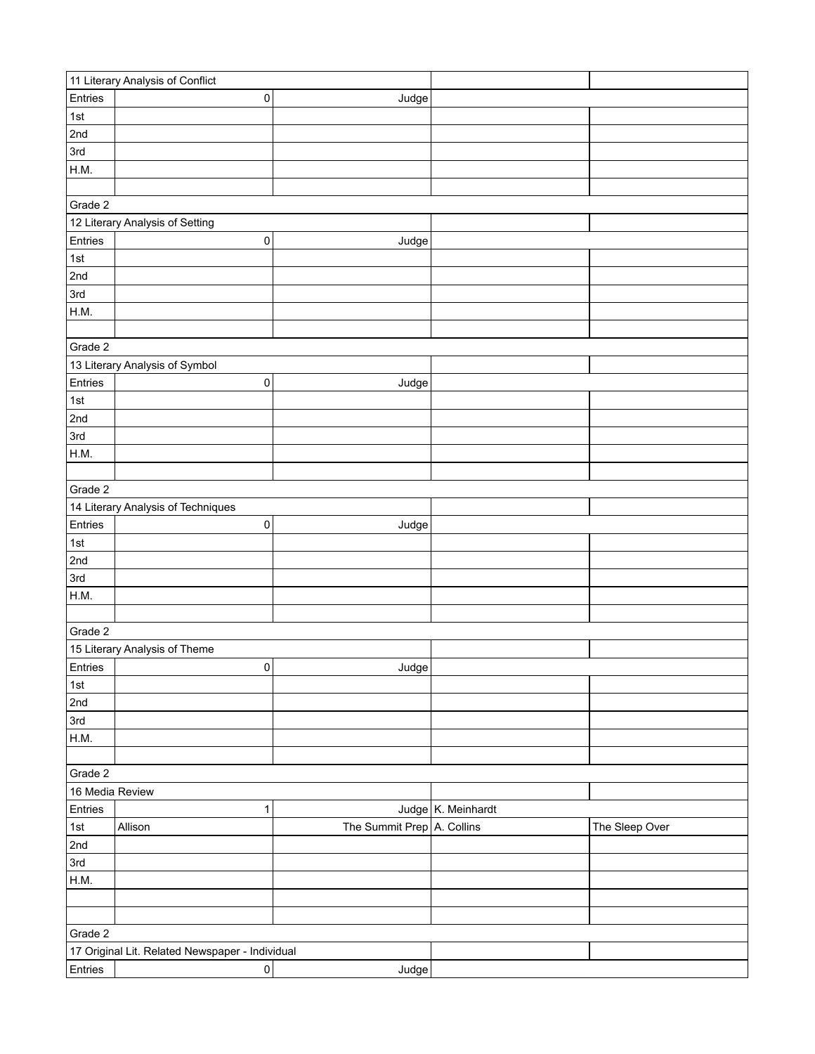| 11 Literary Analysis of Conflict | | | | |
|---|---|---|---|---|
| Entries | 0 | Judge | | |
| 1st | | | | |
| 2nd | | | | |
| 3rd | | | | |
| H.M. | | | | |
| | | | | |
| Grade 2 | | | | |
| 12 Literary Analysis of Setting | | | | |
| Entries | 0 | Judge | | |
| 1st | | | | |
| 2nd | | | | |
| 3rd | | | | |
| H.M. | | | | |
| | | | | |
| Grade 2 | | | | |
| 13 Literary Analysis of Symbol | | | | |
| Entries | 0 | Judge | | |
| 1st | | | | |
| 2nd | | | | |
| 3rd | | | | |
| H.M. | | | | |
| | | | | |
| Grade 2 | | | | |
| 14 Literary Analysis of Techniques | | | | |
| Entries | 0 | Judge | | |
| 1st | | | | |
| 2nd | | | | |
| 3rd | | | | |
| H.M. | | | | |
| | | | | |
| Grade 2 | | | | |
| 15 Literary Analysis of Theme | | | | |
| Entries | 0 | Judge | | |
| 1st | | | | |
| 2nd | | | | |
| 3rd | | | | |
| H.M. | | | | |
| | | | | |
| Grade 2 | | | | |
| 16 Media Review | | | | |
| Entries | 1 | Judge | K. Meinhardt | |
| 1st | Allison | The Summit Prep | A. Collins | The Sleep Over |
| 2nd | | | | |
| 3rd | | | | |
| H.M. | | | | |
| | | | | |
| | | | | |
| Grade 2 | | | | |
| 17 Original Lit. Related Newspaper - Individual | | | | |
| Entries | 0 | Judge | | |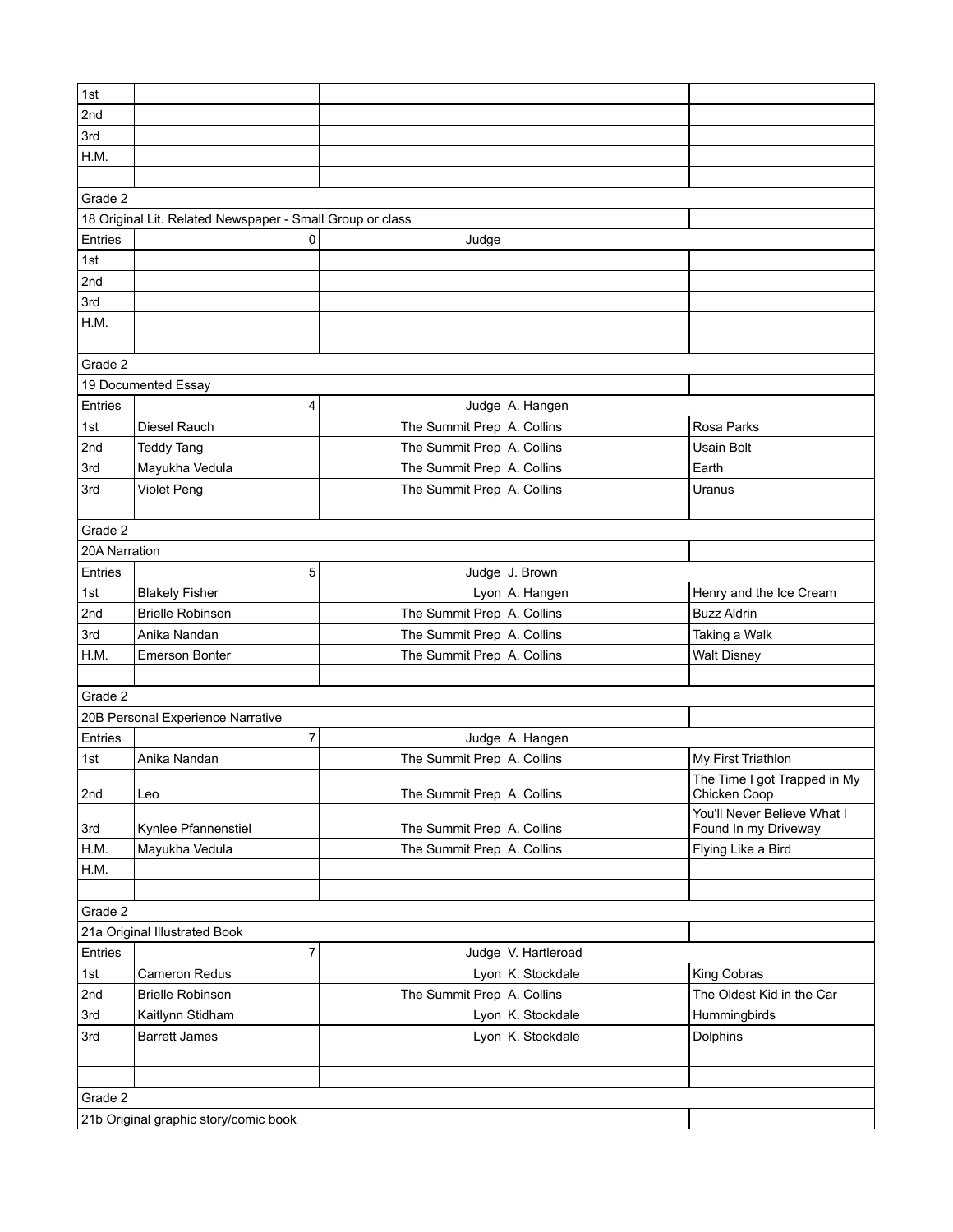| | | | | |
|---|---|---|---|---|
| 1st | | | | |
| 2nd | | | | |
| 3rd | | | | |
| H.M. | | | | |
| | | | | |
| Grade 2 | | | | |
| 18 Original Lit. Related Newspaper - Small Group or class | | | | |
| Entries | 0 | Judge | | |
| 1st | | | | |
| 2nd | | | | |
| 3rd | | | | |
| H.M. | | | | |
| | | | | |
| Grade 2 | | | | |
| 19 Documented Essay | | | | |
| Entries | 4 | Judge | A. Hangen | |
| 1st | Diesel Rauch | The Summit Prep | A. Collins | Rosa Parks |
| 2nd | Teddy Tang | The Summit Prep | A. Collins | Usain Bolt |
| 3rd | Mayukha Vedula | The Summit Prep | A. Collins | Earth |
| 3rd | Violet Peng | The Summit Prep | A. Collins | Uranus |
| | | | | |
| Grade 2 | | | | |
| 20A Narration | | | | |
| Entries | 5 | Judge | J. Brown | |
| 1st | Blakely Fisher | Lyon | A. Hangen | Henry and the Ice Cream |
| 2nd | Brielle Robinson | The Summit Prep | A. Collins | Buzz Aldrin |
| 3rd | Anika Nandan | The Summit Prep | A. Collins | Taking a Walk |
| H.M. | Emerson Bonter | The Summit Prep | A. Collins | Walt Disney |
| | | | | |
| Grade 2 | | | | |
| 20B Personal Experience Narrative | | | | |
| Entries | 7 | Judge | A. Hangen | |
| 1st | Anika Nandan | The Summit Prep | A. Collins | My First Triathlon |
| 2nd | Leo | The Summit Prep | A. Collins | The Time I got Trapped in My Chicken Coop |
| 3rd | Kynlee Pfannenstiel | The Summit Prep | A. Collins | You'll Never Believe What I Found In my Driveway |
| H.M. | Mayukha Vedula | The Summit Prep | A. Collins | Flying Like a Bird |
| H.M. | | | | |
| | | | | |
| Grade 2 | | | | |
| 21a Original Illustrated Book | | | | |
| Entries | 7 | Judge | V. Hartleroad | |
| 1st | Cameron Redus | Lyon | K. Stockdale | King Cobras |
| 2nd | Brielle Robinson | The Summit Prep | A. Collins | The Oldest Kid in the Car |
| 3rd | Kaitlynn Stidham | Lyon | K. Stockdale | Hummingbirds |
| 3rd | Barrett James | Lyon | K. Stockdale | Dolphins |
| | | | | |
| | | | | |
| Grade 2 | | | | |
| 21b Original graphic story/comic book | | | | |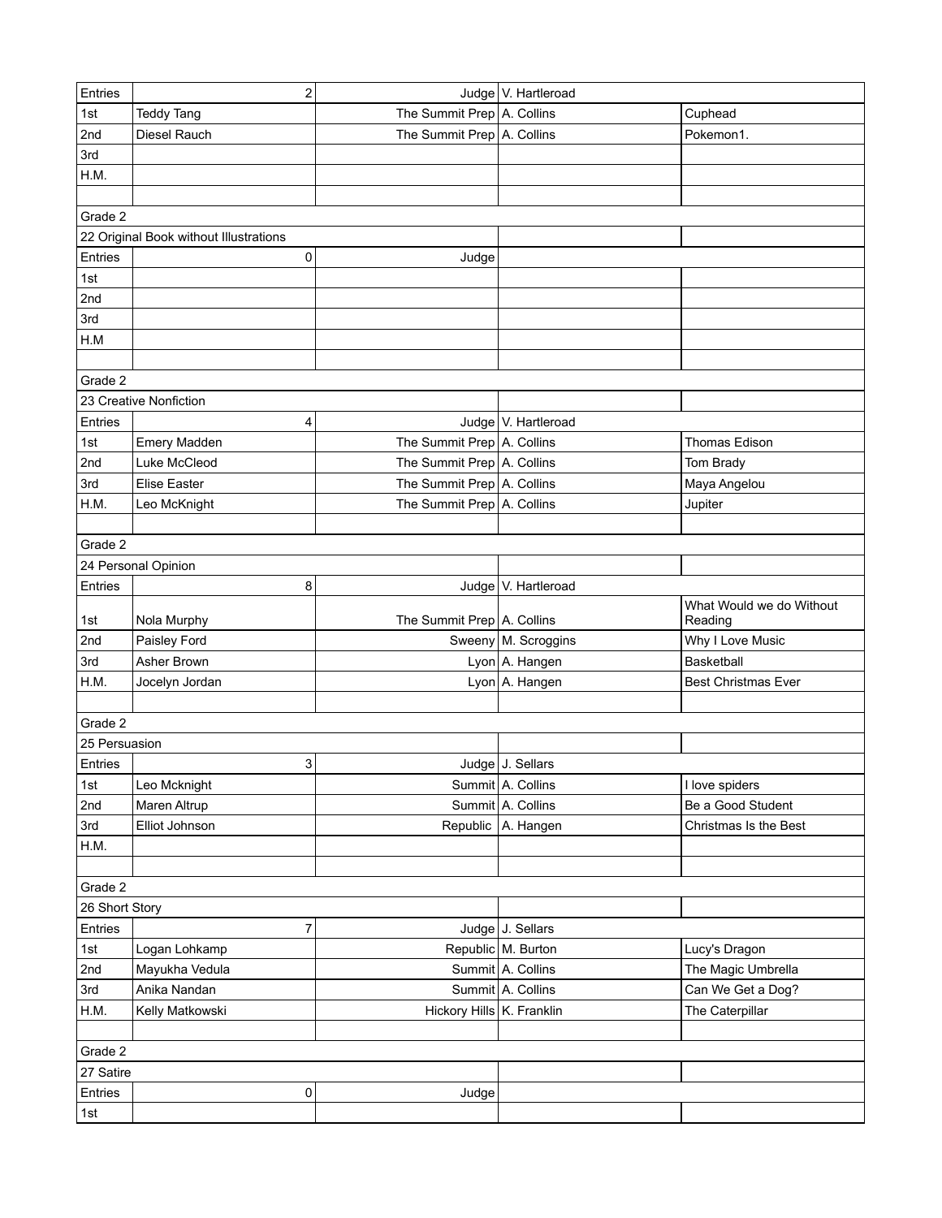| | | | | |
|---|---|---|---|---|
| Entries | 2 | Judge | V. Hartleroad | |
| 1st | Teddy Tang | The Summit Prep | A. Collins | Cuphead |
| 2nd | Diesel Rauch | The Summit Prep | A. Collins | Pokemon1. |
| 3rd | | | | |
| H.M. | | | | |
| | | | | |
| Grade 2 | | | | |
| 22 Original Book without Illustrations | | | | |
| Entries | 0 | Judge | | |
| 1st | | | | |
| 2nd | | | | |
| 3rd | | | | |
| H.M | | | | |
| | | | | |
| Grade 2 | | | | |
| 23 Creative Nonfiction | | | | |
| Entries | 4 | Judge | V. Hartleroad | |
| 1st | Emery Madden | The Summit Prep | A. Collins | Thomas Edison |
| 2nd | Luke McCleod | The Summit Prep | A. Collins | Tom Brady |
| 3rd | Elise Easter | The Summit Prep | A. Collins | Maya Angelou |
| H.M. | Leo McKnight | The Summit Prep | A. Collins | Jupiter |
| | | | | |
| Grade 2 | | | | |
| 24 Personal Opinion | | | | |
| Entries | 8 | Judge | V. Hartleroad | |
| 1st | Nola Murphy | The Summit Prep | A. Collins | What Would we do Without Reading |
| 2nd | Paisley Ford | Sweeny | M. Scroggins | Why I Love Music |
| 3rd | Asher Brown | Lyon | A. Hangen | Basketball |
| H.M. | Jocelyn Jordan | Lyon | A. Hangen | Best Christmas Ever |
| | | | | |
| Grade 2 | | | | |
| 25 Persuasion | | | | |
| Entries | 3 | Judge | J. Sellars | |
| 1st | Leo Mcknight | Summit | A. Collins | I love spiders |
| 2nd | Maren Altrup | Summit | A. Collins | Be a Good Student |
| 3rd | Elliot Johnson | Republic | A. Hangen | Christmas Is the Best |
| H.M. | | | | |
| | | | | |
| Grade 2 | | | | |
| 26 Short Story | | | | |
| Entries | 7 | Judge | J. Sellars | |
| 1st | Logan Lohkamp | Republic | M. Burton | Lucy's Dragon |
| 2nd | Mayukha Vedula | Summit | A. Collins | The Magic Umbrella |
| 3rd | Anika Nandan | Summit | A. Collins | Can We Get a Dog? |
| H.M. | Kelly Matkowski | Hickory Hills | K. Franklin | The Caterpillar |
| | | | | |
| Grade 2 | | | | |
| 27 Satire | | | | |
| Entries | 0 | Judge | | |
| 1st | | | | |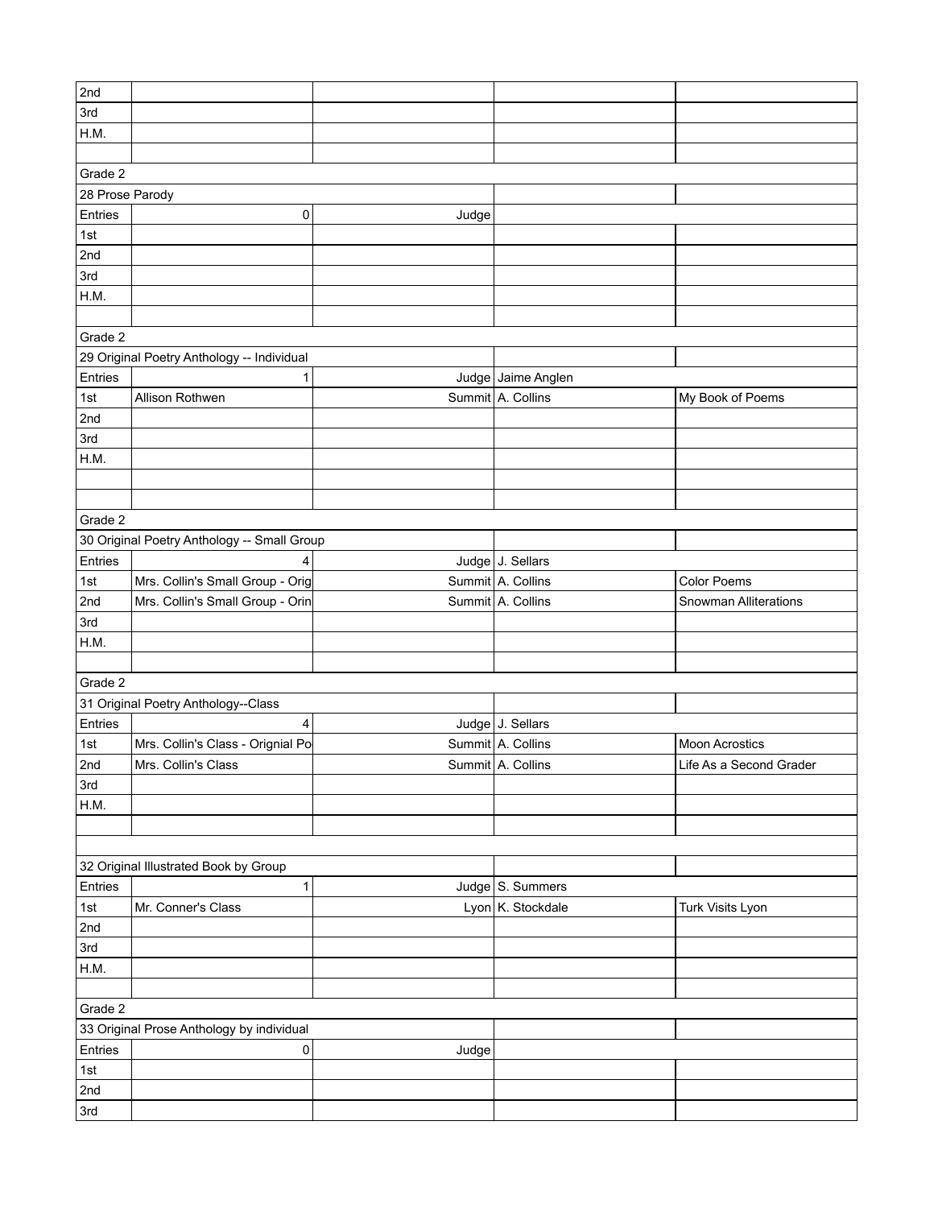| | | | | |
|---|---|---|---|---|
| 2nd | | | | |
| 3rd | | | | |
| H.M. | | | | |
| | | | | |
| Grade 2 | | | | |
| 28 Prose Parody | | | | |
| Entries | 0 | Judge | | |
| 1st | | | | |
| 2nd | | | | |
| 3rd | | | | |
| H.M. | | | | |
| | | | | |
| Grade 2 | | | | |
| 29 Original Poetry Anthology -- Individual | | | | |
| Entries | 1 | Judge | Jaime Anglen | |
| 1st | Allison Rothwen | Summit | A. Collins | My Book of Poems |
| 2nd | | | | |
| 3rd | | | | |
| H.M. | | | | |
| | | | | |
| | | | | |
| Grade 2 | | | | |
| 30 Original Poetry Anthology -- Small Group | | | | |
| Entries | 4 | Judge | J. Sellars | |
| 1st | Mrs. Collin's Small Group - Orig | Summit | A. Collins | Color Poems |
| 2nd | Mrs. Collin's Small Group - Orin | Summit | A. Collins | Snowman Alliterations |
| 3rd | | | | |
| H.M. | | | | |
| | | | | |
| Grade 2 | | | | |
| 31 Original Poetry Anthology--Class | | | | |
| Entries | 4 | Judge | J. Sellars | |
| 1st | Mrs. Collin's Class - Orignial Po | Summit | A. Collins | Moon Acrostics |
| 2nd | Mrs. Collin's Class | Summit | A. Collins | Life As a Second Grader |
| 3rd | | | | |
| H.M. | | | | |
| | | | | |
| | | | | |
| 32 Original Illustrated Book by Group | | | | |
| Entries | 1 | Judge | S. Summers | |
| 1st | Mr. Conner's Class | Lyon | K. Stockdale | Turk Visits Lyon |
| 2nd | | | | |
| 3rd | | | | |
| H.M. | | | | |
| | | | | |
| Grade 2 | | | | |
| 33 Original Prose Anthology by individual | | | | |
| Entries | 0 | Judge | | |
| 1st | | | | |
| 2nd | | | | |
| 3rd | | | | |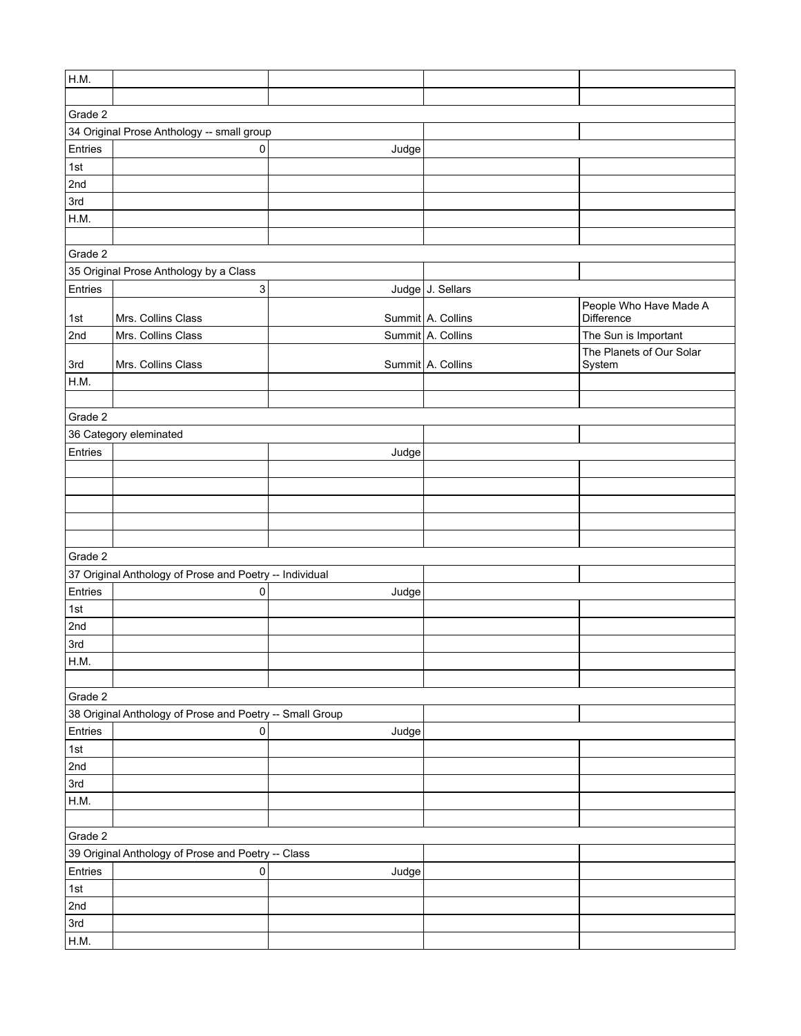| | | | | |
|---|---|---|---|---|
| H.M. | | | | |
| | | | | |
| Grade 2 | | | | |
| 34 Original Prose Anthology -- small group | | | | |
| Entries | 0 | Judge | | |
| 1st | | | | |
| 2nd | | | | |
| 3rd | | | | |
| H.M. | | | | |
| | | | | |
| Grade 2 | | | | |
| 35 Original Prose Anthology by a Class | | | | |
| Entries | 3 | Judge | J. Sellars | |
| 1st | Mrs. Collins Class | Summit | A. Collins | People Who Have Made A Difference |
| 2nd | Mrs. Collins Class | Summit | A. Collins | The Sun is Important |
| 3rd | Mrs. Collins Class | Summit | A. Collins | The Planets of Our Solar System |
| H.M. | | | | |
| | | | | |
| Grade 2 | | | | |
| 36 Category eleminated | | | | |
| Entries | | Judge | | |
| | | | | |
| | | | | |
| | | | | |
| | | | | |
| | | | | |
| Grade 2 | | | | |
| 37 Original Anthology of Prose and Poetry -- Individual | | | | |
| Entries | 0 | Judge | | |
| 1st | | | | |
| 2nd | | | | |
| 3rd | | | | |
| H.M. | | | | |
| | | | | |
| Grade 2 | | | | |
| 38 Original Anthology of Prose and Poetry -- Small Group | | | | |
| Entries | 0 | Judge | | |
| 1st | | | | |
| 2nd | | | | |
| 3rd | | | | |
| H.M. | | | | |
| | | | | |
| Grade 2 | | | | |
| 39 Original Anthology of Prose and Poetry -- Class | | | | |
| Entries | 0 | Judge | | |
| 1st | | | | |
| 2nd | | | | |
| 3rd | | | | |
| H.M. | | | | |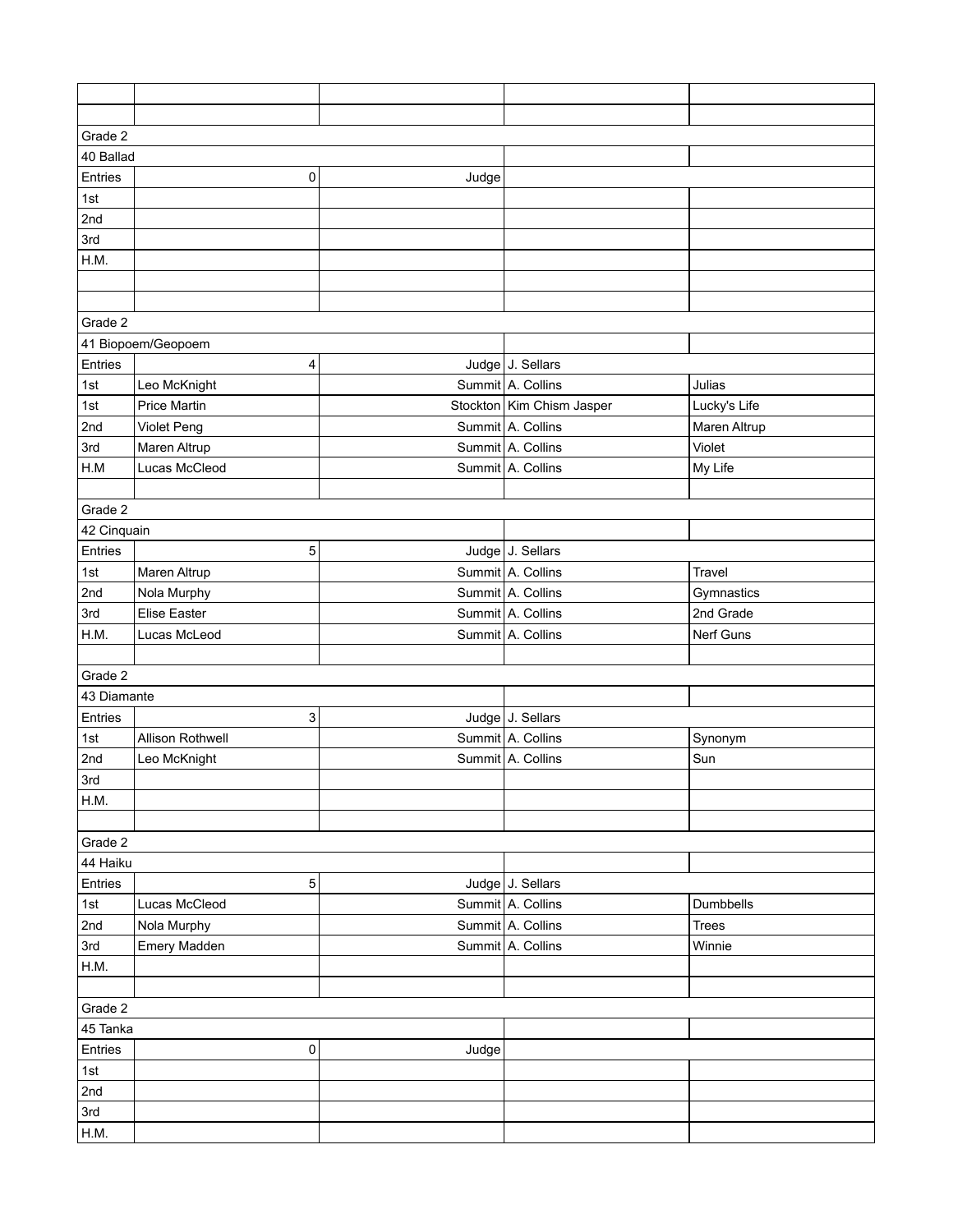| | | | | |
|---|---|---|---|---|
| | | | | |
| | | | | |
| Grade 2 | | | | |
| 40 Ballad | | | | |
| Entries | 0 | Judge | | |
| 1st | | | | |
| 2nd | | | | |
| 3rd | | | | |
| H.M. | | | | |
| | | | | |
| | | | | |
| Grade 2 | | | | |
| 41 Biopoem/Geopoem | | | | |
| Entries | 4 | Judge | J. Sellars | |
| 1st | Leo McKnight | Summit | A. Collins | Julias |
| 1st | Price Martin | Stockton | Kim Chism Jasper | Lucky's Life |
| 2nd | Violet Peng | Summit | A. Collins | Maren Altrup |
| 3rd | Maren Altrup | Summit | A. Collins | Violet |
| H.M | Lucas McCleod | Summit | A. Collins | My Life |
| | | | | |
| Grade 2 | | | | |
| 42 Cinquain | | | | |
| Entries | 5 | Judge | J. Sellars | |
| 1st | Maren Altrup | Summit | A. Collins | Travel |
| 2nd | Nola Murphy | Summit | A. Collins | Gymnastics |
| 3rd | Elise Easter | Summit | A. Collins | 2nd Grade |
| H.M. | Lucas McLeod | Summit | A. Collins | Nerf Guns |
| | | | | |
| Grade 2 | | | | |
| 43 Diamante | | | | |
| Entries | 3 | Judge | J. Sellars | |
| 1st | Allison Rothwell | Summit | A. Collins | Synonym |
| 2nd | Leo McKnight | Summit | A. Collins | Sun |
| 3rd | | | | |
| H.M. | | | | |
| | | | | |
| Grade 2 | | | | |
| 44 Haiku | | | | |
| Entries | 5 | Judge | J. Sellars | |
| 1st | Lucas McCleod | Summit | A. Collins | Dumbbells |
| 2nd | Nola Murphy | Summit | A. Collins | Trees |
| 3rd | Emery Madden | Summit | A. Collins | Winnie |
| H.M. | | | | |
| | | | | |
| Grade 2 | | | | |
| 45 Tanka | | | | |
| Entries | 0 | Judge | | |
| 1st | | | | |
| 2nd | | | | |
| 3rd | | | | |
| H.M. | | | | |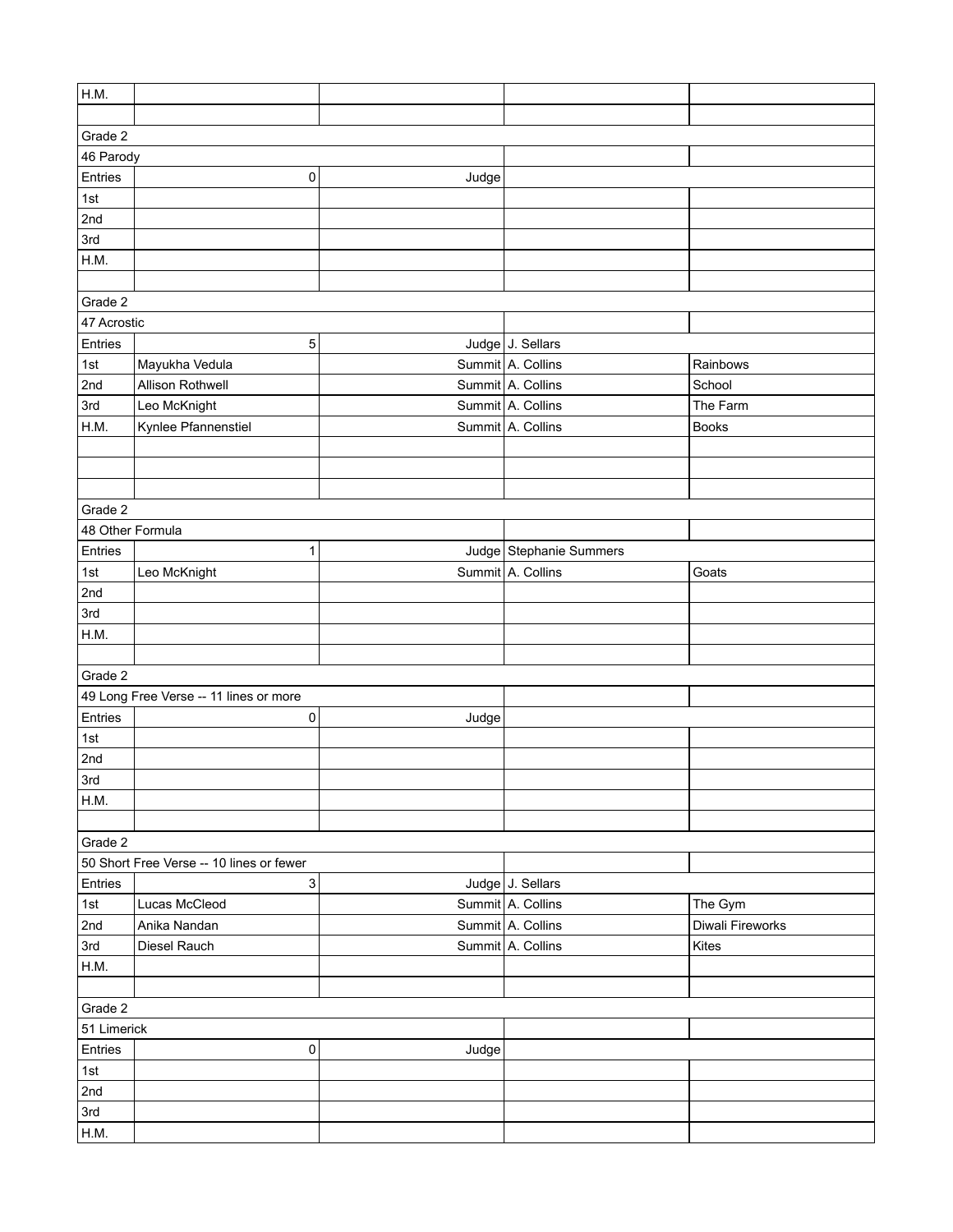| H.M. | | | | |
|---|---|---|---|---|
| | | | | |
| Grade 2 | | | | |
| 46 Parody | | | | |
| Entries | 0 | Judge | | |
| 1st | | | | |
| 2nd | | | | |
| 3rd | | | | |
| H.M. | | | | |
| | | | | |
| Grade 2 | | | | |
| 47 Acrostic | | | | |
| Entries | 5 | Judge | J. Sellars | |
| 1st | Mayukha Vedula | Summit | A. Collins | Rainbows |
| 2nd | Allison Rothwell | Summit | A. Collins | School |
| 3rd | Leo McKnight | Summit | A. Collins | The Farm |
| H.M. | Kynlee Pfannenstiel | Summit | A. Collins | Books |
| | | | | |
| | | | | |
| | | | | |
| Grade 2 | | | | |
| 48 Other Formula | | | | |
| Entries | 1 | Judge | Stephanie Summers | |
| 1st | Leo McKnight | Summit | A. Collins | Goats |
| 2nd | | | | |
| 3rd | | | | |
| H.M. | | | | |
| | | | | |
| Grade 2 | | | | |
| 49 Long Free Verse -- 11 lines or more | | | | |
| Entries | 0 | Judge | | |
| 1st | | | | |
| 2nd | | | | |
| 3rd | | | | |
| H.M. | | | | |
| | | | | |
| Grade 2 | | | | |
| 50 Short Free Verse -- 10 lines or fewer | | | | |
| Entries | 3 | Judge | J. Sellars | |
| 1st | Lucas McCleod | Summit | A. Collins | The Gym |
| 2nd | Anika Nandan | Summit | A. Collins | Diwali Fireworks |
| 3rd | Diesel Rauch | Summit | A. Collins | Kites |
| H.M. | | | | |
| | | | | |
| Grade 2 | | | | |
| 51 Limerick | | | | |
| Entries | 0 | Judge | | |
| 1st | | | | |
| 2nd | | | | |
| 3rd | | | | |
| H.M. | | | | |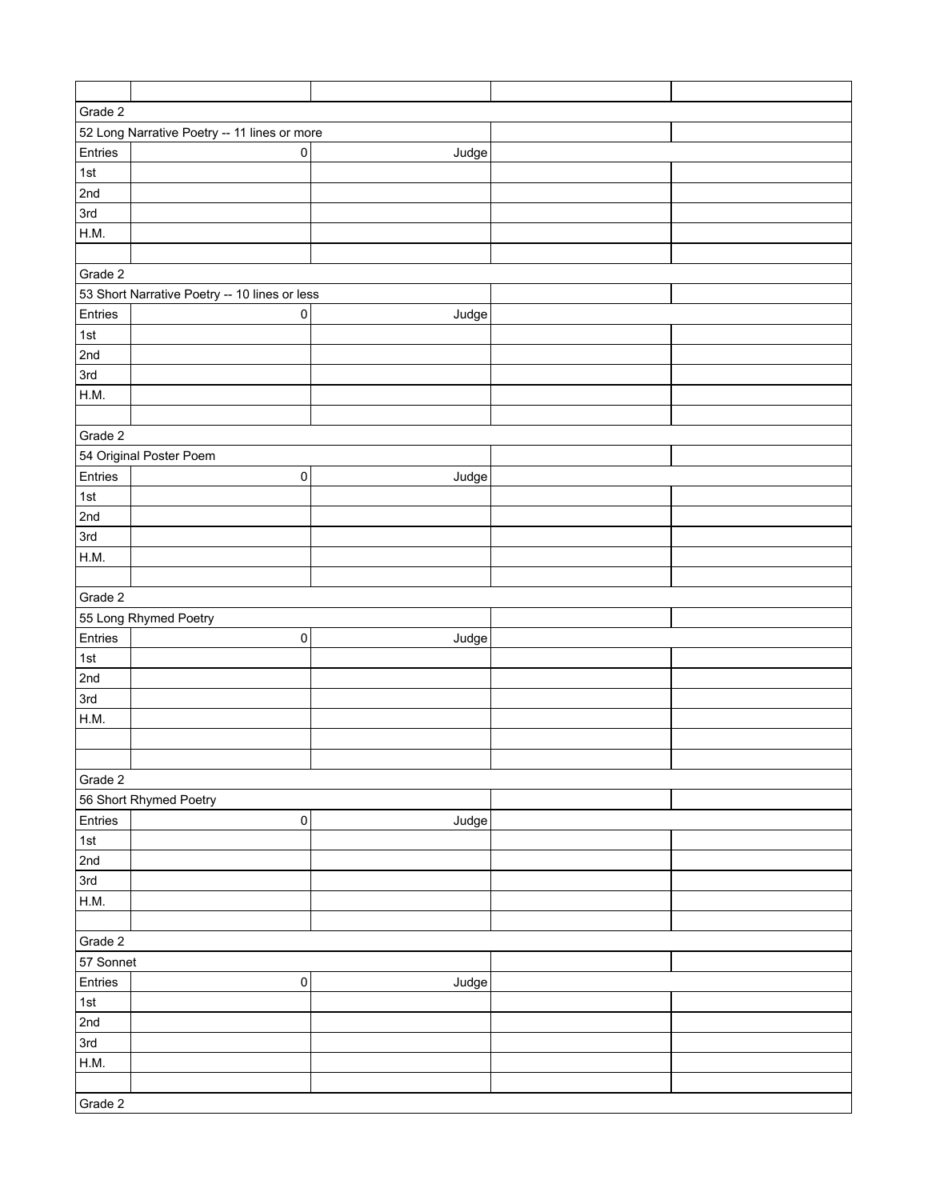| | | | | |
|---|---|---|---|---|
| Grade 2 | | | | |
| 52 Long Narrative Poetry -- 11 lines or more | | | | |
| Entries | 0 | Judge | | |
| 1st | | | | |
| 2nd | | | | |
| 3rd | | | | |
| H.M. | | | | |
| | | | | |
| Grade 2 | | | | |
| 53 Short Narrative Poetry -- 10 lines or less | | | | |
| Entries | 0 | Judge | | |
| 1st | | | | |
| 2nd | | | | |
| 3rd | | | | |
| H.M. | | | | |
| | | | | |
| Grade 2 | | | | |
| 54 Original Poster Poem | | | | |
| Entries | 0 | Judge | | |
| 1st | | | | |
| 2nd | | | | |
| 3rd | | | | |
| H.M. | | | | |
| | | | | |
| Grade 2 | | | | |
| 55 Long Rhymed Poetry | | | | |
| Entries | 0 | Judge | | |
| 1st | | | | |
| 2nd | | | | |
| 3rd | | | | |
| H.M. | | | | |
| | | | | |
| | | | | |
| Grade 2 | | | | |
| 56 Short Rhymed Poetry | | | | |
| Entries | 0 | Judge | | |
| 1st | | | | |
| 2nd | | | | |
| 3rd | | | | |
| H.M. | | | | |
| | | | | |
| Grade 2 | | | | |
| 57 Sonnet | | | | |
| Entries | 0 | Judge | | |
| 1st | | | | |
| 2nd | | | | |
| 3rd | | | | |
| H.M. | | | | |
| | | | | |
| Grade 2 | | | | |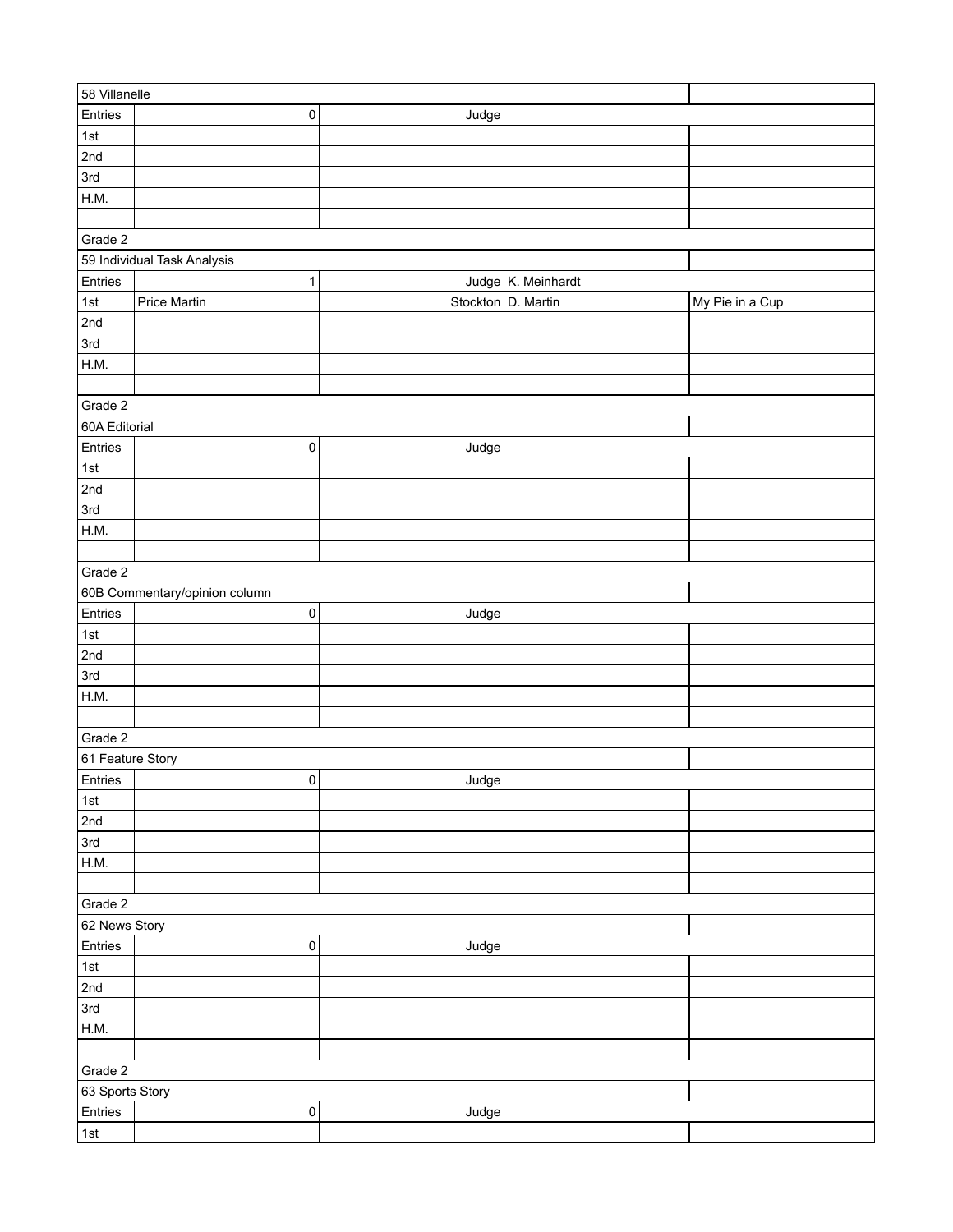| 58 Villanelle | | | | |
|---|---|---|---|---|
| Entries | 0 | Judge | | |
| 1st | | | | |
| 2nd | | | | |
| 3rd | | | | |
| H.M. | | | | |
| | | | | |
| Grade 2 | | | | |
| 59 Individual Task Analysis | | | | |
| Entries | 1 | Judge | K. Meinhardt | |
| 1st | Price Martin | Stockton | D. Martin | My Pie in a Cup |
| 2nd | | | | |
| 3rd | | | | |
| H.M. | | | | |
| | | | | |
| Grade 2 | | | | |
| 60A Editorial | | | | |
| Entries | 0 | Judge | | |
| 1st | | | | |
| 2nd | | | | |
| 3rd | | | | |
| H.M. | | | | |
| | | | | |
| Grade 2 | | | | |
| 60B Commentary/opinion column | | | | |
| Entries | 0 | Judge | | |
| 1st | | | | |
| 2nd | | | | |
| 3rd | | | | |
| H.M. | | | | |
| | | | | |
| Grade 2 | | | | |
| 61 Feature Story | | | | |
| Entries | 0 | Judge | | |
| 1st | | | | |
| 2nd | | | | |
| 3rd | | | | |
| H.M. | | | | |
| | | | | |
| Grade 2 | | | | |
| 62 News Story | | | | |
| Entries | 0 | Judge | | |
| 1st | | | | |
| 2nd | | | | |
| 3rd | | | | |
| H.M. | | | | |
| | | | | |
| Grade 2 | | | | |
| 63 Sports Story | | | | |
| Entries | 0 | Judge | | |
| 1st | | | | |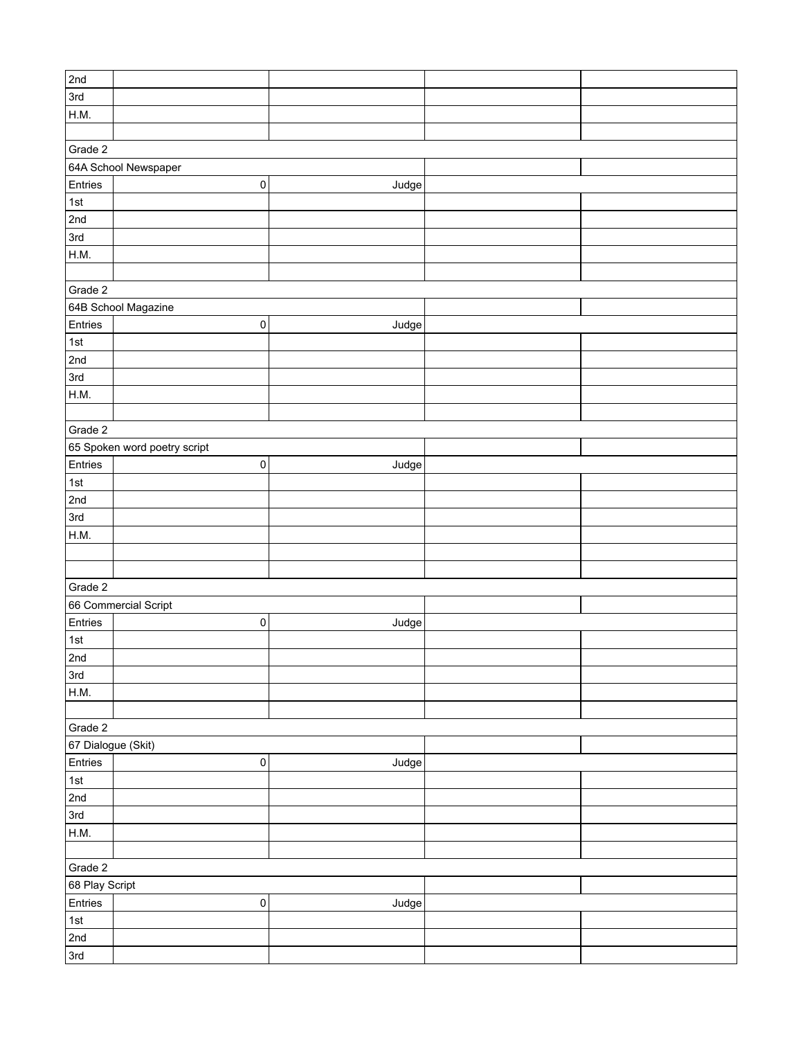| | | | | |
|---|---|---|---|---|
| 2nd | | | | |
| 3rd | | | | |
| H.M. | | | | |
| | | | | |
| Grade 2 | | | | |
| 64A School Newspaper | | | | |
| Entries | 0 | Judge | | |
| 1st | | | | |
| 2nd | | | | |
| 3rd | | | | |
| H.M. | | | | |
| | | | | |
| Grade 2 | | | | |
| 64B School Magazine | | | | |
| Entries | 0 | Judge | | |
| 1st | | | | |
| 2nd | | | | |
| 3rd | | | | |
| H.M. | | | | |
| | | | | |
| Grade 2 | | | | |
| 65 Spoken word poetry script | | | | |
| Entries | 0 | Judge | | |
| 1st | | | | |
| 2nd | | | | |
| 3rd | | | | |
| H.M. | | | | |
| | | | | |
| | | | | |
| Grade 2 | | | | |
| 66 Commercial Script | | | | |
| Entries | 0 | Judge | | |
| 1st | | | | |
| 2nd | | | | |
| 3rd | | | | |
| H.M. | | | | |
| | | | | |
| Grade 2 | | | | |
| 67 Dialogue (Skit) | | | | |
| Entries | 0 | Judge | | |
| 1st | | | | |
| 2nd | | | | |
| 3rd | | | | |
| H.M. | | | | |
| | | | | |
| Grade 2 | | | | |
| 68 Play Script | | | | |
| Entries | 0 | Judge | | |
| 1st | | | | |
| 2nd | | | | |
| 3rd | | | | |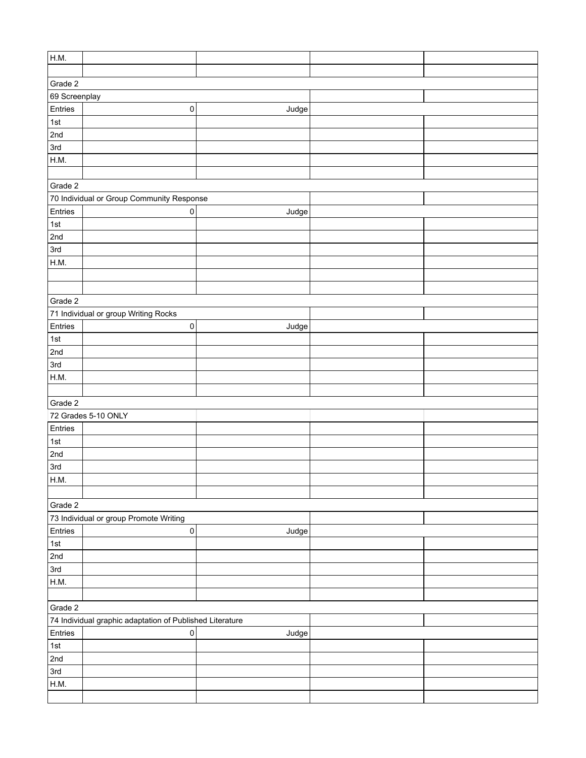| | | | | |
|---|---|---|---|---|
| H.M. | | | | |
| | | | | |
| Grade 2 | | | | |
| 69 Screenplay | | | | |
| Entries | 0 | Judge | | |
| 1st | | | | |
| 2nd | | | | |
| 3rd | | | | |
| H.M. | | | | |
| | | | | |
| Grade 2 | | | | |
| 70 Individual or Group Community Response | | | | |
| Entries | 0 | Judge | | |
| 1st | | | | |
| 2nd | | | | |
| 3rd | | | | |
| H.M. | | | | |
| | | | | |
| | | | | |
| Grade 2 | | | | |
| 71 Individual or group Writing Rocks | | | | |
| Entries | 0 | Judge | | |
| 1st | | | | |
| 2nd | | | | |
| 3rd | | | | |
| H.M. | | | | |
| | | | | |
| Grade 2 | | | | |
| 72 Grades 5-10 ONLY | | | | |
| Entries | | | | |
| 1st | | | | |
| 2nd | | | | |
| 3rd | | | | |
| H.M. | | | | |
| | | | | |
| Grade 2 | | | | |
| 73 Individual or group Promote Writing | | | | |
| Entries | 0 | Judge | | |
| 1st | | | | |
| 2nd | | | | |
| 3rd | | | | |
| H.M. | | | | |
| | | | | |
| Grade 2 | | | | |
| 74 Individual graphic adaptation of Published Literature | | | | |
| Entries | 0 | Judge | | |
| 1st | | | | |
| 2nd | | | | |
| 3rd | | | | |
| H.M. | | | | |
| | | | | |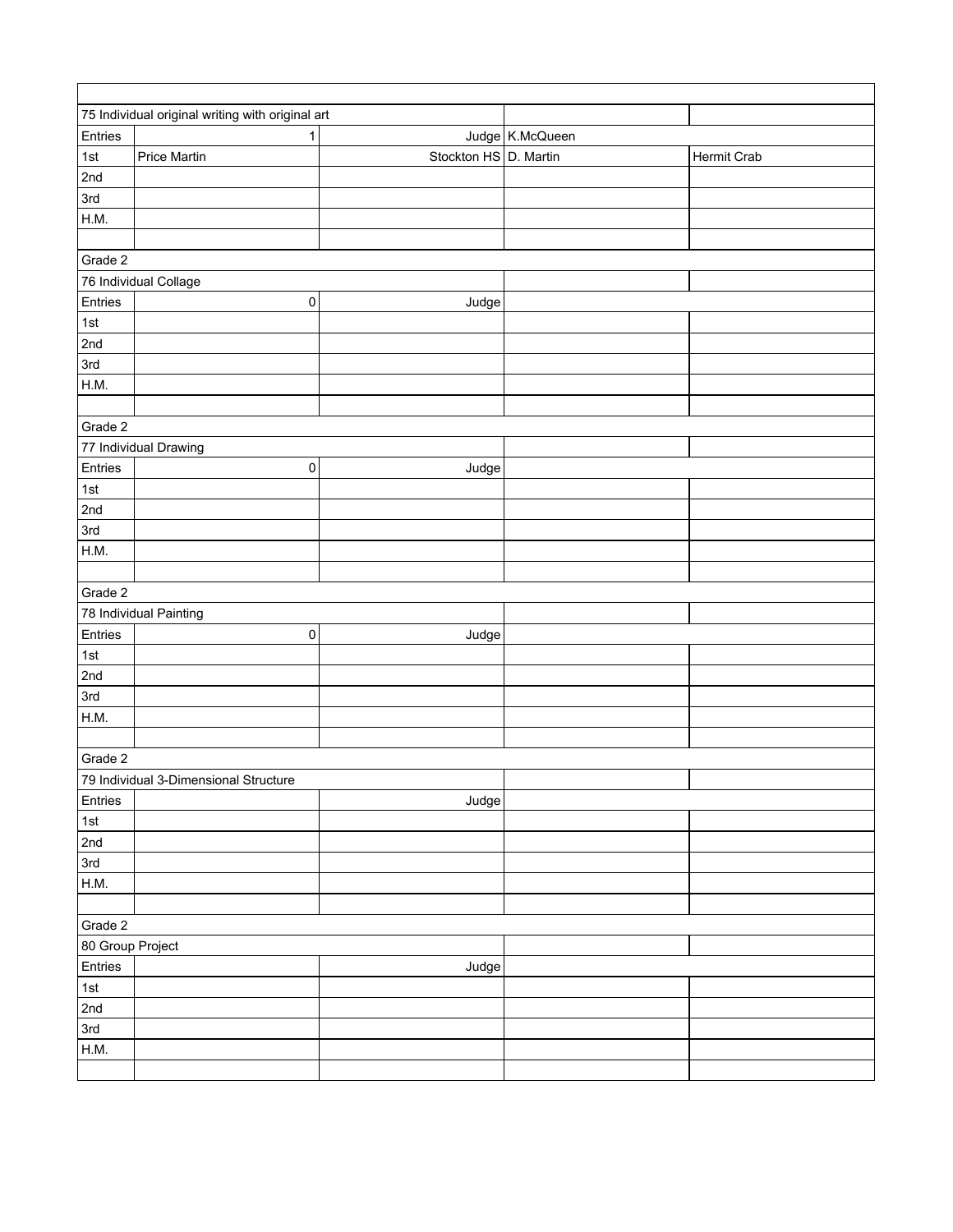| | | | | |
|---|---|---|---|---|
| 75 Individual original writing with original art | | | | |
| Entries | 1 | Judge | K.McQueen | |
| 1st | Price Martin | Stockton HS | D. Martin | Hermit Crab |
| 2nd | | | | |
| 3rd | | | | |
| H.M. | | | | |
| | | | | |
| Grade 2 | | | | |
| 76 Individual Collage | | | | |
| Entries | 0 | Judge | | |
| 1st | | | | |
| 2nd | | | | |
| 3rd | | | | |
| H.M. | | | | |
| | | | | |
| Grade 2 | | | | |
| 77 Individual Drawing | | | | |
| Entries | 0 | Judge | | |
| 1st | | | | |
| 2nd | | | | |
| 3rd | | | | |
| H.M. | | | | |
| | | | | |
| Grade 2 | | | | |
| 78 Individual Painting | | | | |
| Entries | 0 | Judge | | |
| 1st | | | | |
| 2nd | | | | |
| 3rd | | | | |
| H.M. | | | | |
| | | | | |
| Grade 2 | | | | |
| 79 Individual 3-Dimensional Structure | | | | |
| Entries | | Judge | | |
| 1st | | | | |
| 2nd | | | | |
| 3rd | | | | |
| H.M. | | | | |
| | | | | |
| Grade 2 | | | | |
| 80 Group Project | | | | |
| Entries | | Judge | | |
| 1st | | | | |
| 2nd | | | | |
| 3rd | | | | |
| H.M. | | | | |
| | | | | |